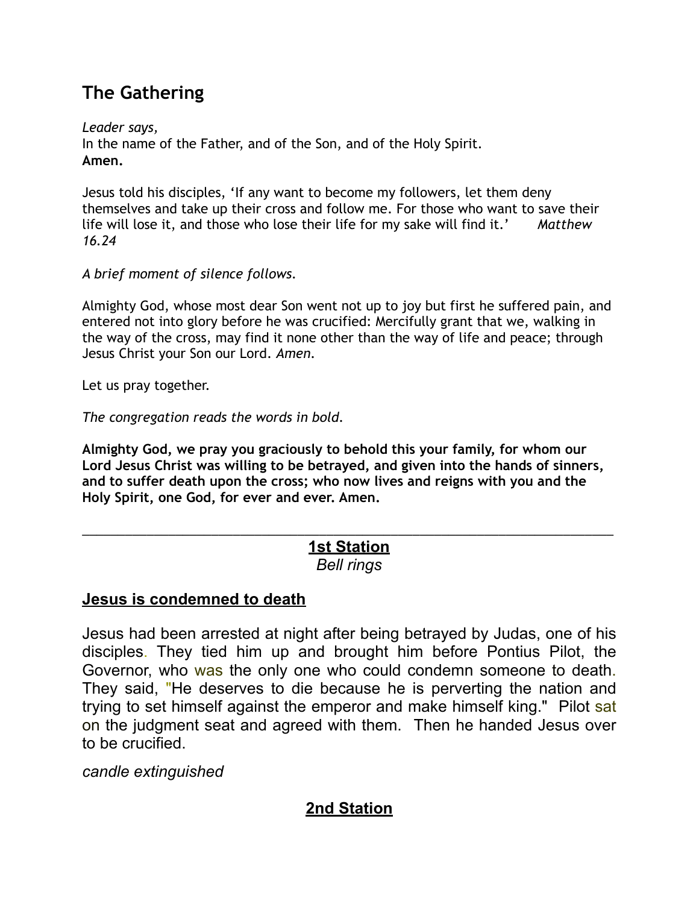## The Gathering

*Leader says,*
In the name of the Father, and of the Son, and of the Holy Spirit.
**Amen.**

Jesus told his disciples, 'If any want to become my followers, let them deny themselves and take up their cross and follow me. For those who want to save their life will lose it, and those who lose their life for my sake will find it.' *Matthew 16.24*

*A brief moment of silence follows.*

Almighty God, whose most dear Son went not up to joy but first he suffered pain, and entered not into glory before he was crucified: Mercifully grant that we, walking in the way of the cross, may find it none other than the way of life and peace; through Jesus Christ your Son our Lord. *Amen.*

Let us pray together.

*The congregation reads the words in bold.*

**Almighty God, we pray you graciously to behold this your family, for whom our Lord Jesus Christ was willing to be betrayed, and given into the hands of sinners, and to suffer death upon the cross; who now lives and reigns with you and the Holy Spirit, one God, for ever and ever. Amen.**

---

**1st Station**

*Bell rings*

### Jesus is condemned to death

Jesus had been arrested at night after being betrayed by Judas, one of his disciples. They tied him up and brought him before Pontius Pilot, the Governor, who was the only one who could condemn someone to death. They said, "He deserves to die because he is perverting the nation and trying to set himself against the emperor and make himself king." Pilot sat on the judgment seat and agreed with them. Then he handed Jesus over to be crucified.

*candle extinguished*

**2nd Station**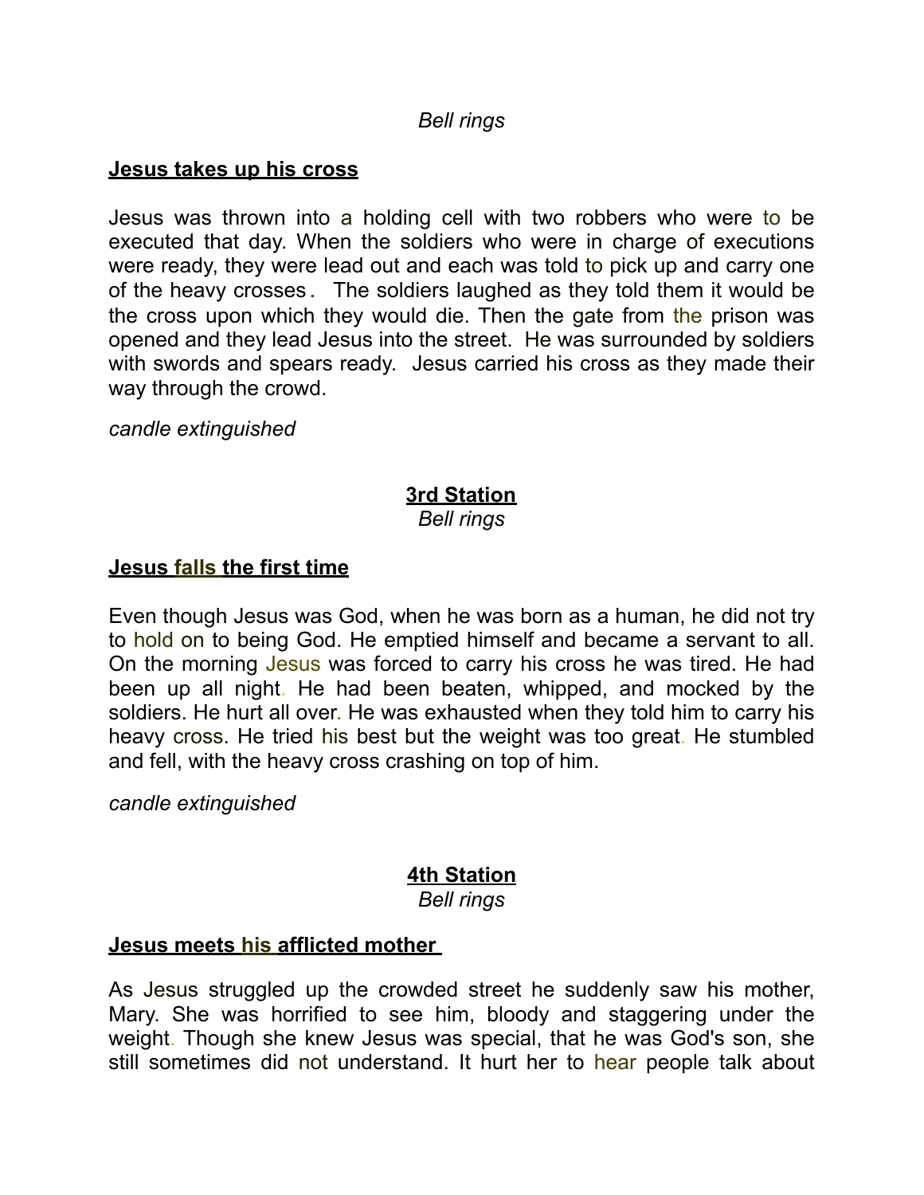*Bell rings*

**Jesus takes up his cross**

Jesus was thrown into a holding cell with two robbers who were to be executed that day. When the soldiers who were in charge of executions were ready, they were lead out and each was told to pick up and carry one of the heavy crosses. The soldiers laughed as they told them it would be the cross upon which they would die. Then the gate from the prison was opened and they lead Jesus into the street. He was surrounded by soldiers with swords and spears ready. Jesus carried his cross as they made their way through the crowd.

*candle extinguished*

## 3rd Station

*Bell rings*

**Jesus falls the first time**

Even though Jesus was God, when he was born as a human, he did not try to hold on to being God. He emptied himself and became a servant to all. On the morning Jesus was forced to carry his cross he was tired. He had been up all night. He had been beaten, whipped, and mocked by the soldiers. He hurt all over. He was exhausted when they told him to carry his heavy cross. He tried his best but the weight was too great. He stumbled and fell, with the heavy cross crashing on top of him.

*candle extinguished*

## 4th Station

*Bell rings*

**Jesus meets his afflicted mother**

As Jesus struggled up the crowded street he suddenly saw his mother, Mary. She was horrified to see him, bloody and staggering under the weight. Though she knew Jesus was special, that he was God's son, she still sometimes did not understand. It hurt her to hear people talk about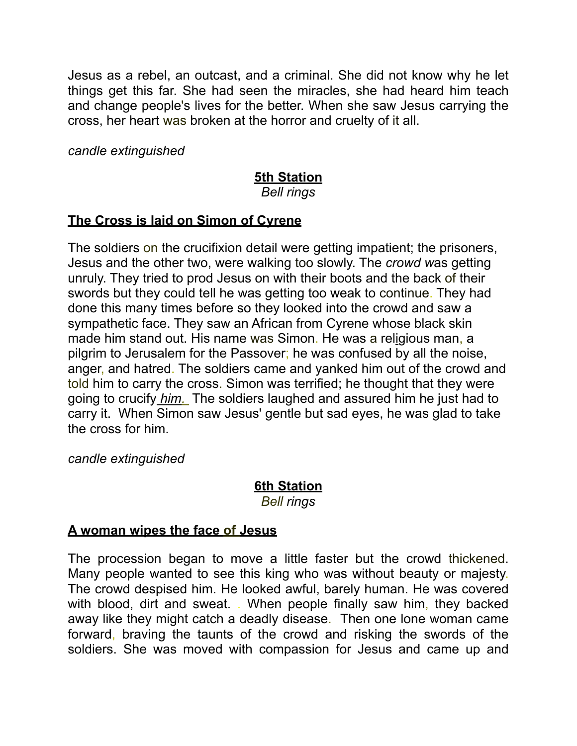Jesus as a rebel, an outcast, and a criminal. She did not know why he let things get this far. She had seen the miracles, she had heard him teach and change people's lives for the better. When she saw Jesus carrying the cross, her heart was broken at the horror and cruelty of it all.

*candle extinguished*

**5th Station**

*Bell rings*

**The Cross is laid on Simon of Cyrene**

The soldiers on the crucifixion detail were getting impatient; the prisoners, Jesus and the other two, were walking too slowly. The *crowd w*as getting unruly. They tried to prod Jesus on with their boots and the back of their swords but they could tell he was getting too weak to continue. They had done this many times before so they looked into the crowd and saw a sympathetic face. They saw an African from Cyrene whose black skin made him stand out. His name was Simon. He was a religious man, a pilgrim to Jerusalem for the Passover; he was confused by all the noise, anger, and hatred. The soldiers came and yanked him out of the crowd and told him to carry the cross. Simon was terrified; he thought that they were going to crucify *him.* The soldiers laughed and assured him he just had to carry it. When Simon saw Jesus' gentle but sad eyes, he was glad to take the cross for him.

*candle extinguished*

**6th Station**

*Bell rings*

**A woman wipes the face of Jesus**

The procession began to move a little faster but the crowd thickened. Many people wanted to see this king who was without beauty or majesty. The crowd despised him. He looked awful, barely human. He was covered with blood, dirt and sweat. . When people finally saw him, they backed away like they might catch a deadly disease. Then one lone woman came forward, braving the taunts of the crowd and risking the swords of the soldiers. She was moved with compassion for Jesus and came up and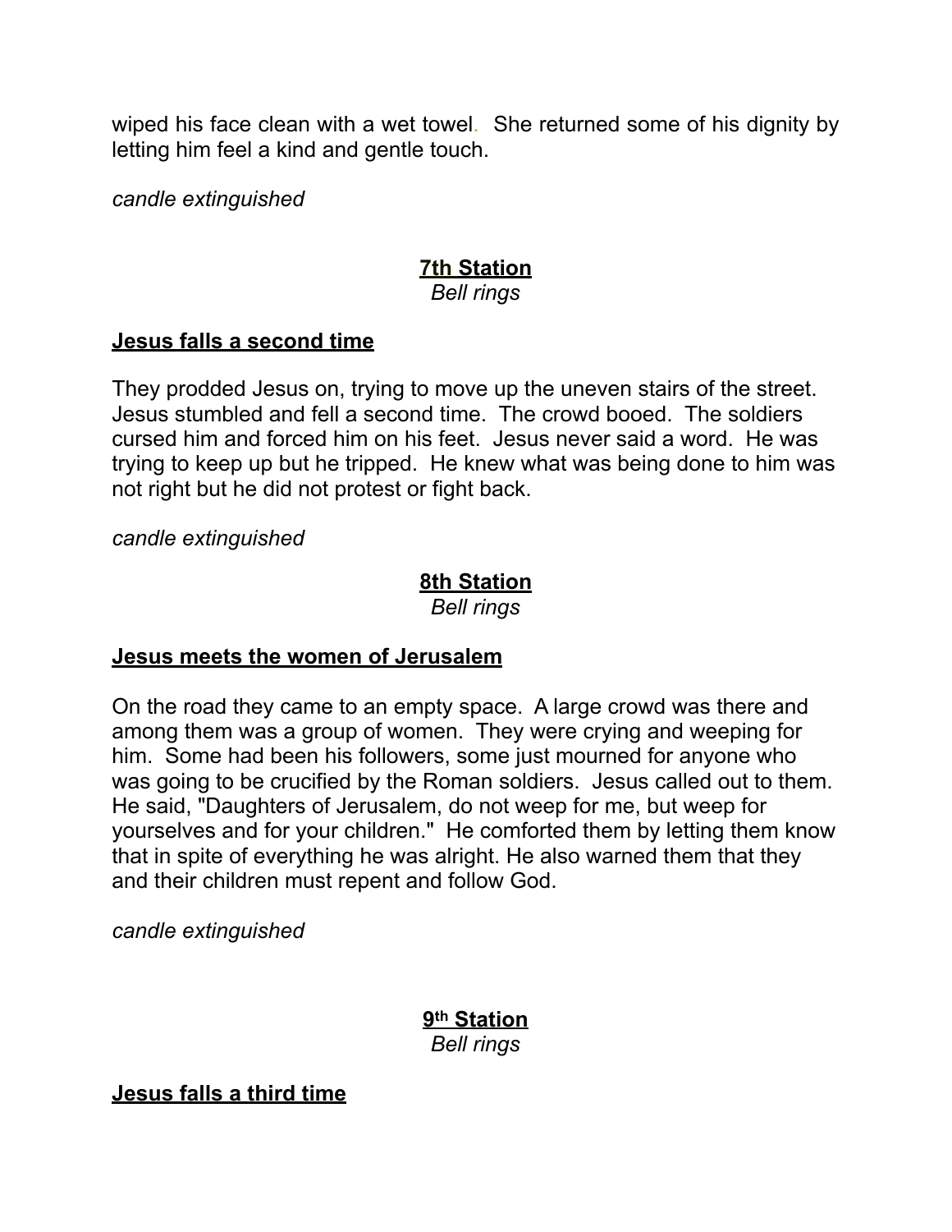wiped his face clean with a wet towel. She returned some of his dignity by letting him feel a kind and gentle touch.

*candle extinguished*

## 7th Station

*Bell rings*

### Jesus falls a second time

They prodded Jesus on, trying to move up the uneven stairs of the street. Jesus stumbled and fell a second time. The crowd booed. The soldiers cursed him and forced him on his feet. Jesus never said a word. He was trying to keep up but he tripped. He knew what was being done to him was not right but he did not protest or fight back.

*candle extinguished*

## 8th Station

*Bell rings*

### Jesus meets the women of Jerusalem

On the road they came to an empty space. A large crowd was there and among them was a group of women. They were crying and weeping for him. Some had been his followers, some just mourned for anyone who was going to be crucified by the Roman soldiers. Jesus called out to them. He said, "Daughters of Jerusalem, do not weep for me, but weep for yourselves and for your children." He comforted them by letting them know that in spite of everything he was alright. He also warned them that they and their children must repent and follow God.

*candle extinguished*

## 9th Station

*Bell rings*

### Jesus falls a third time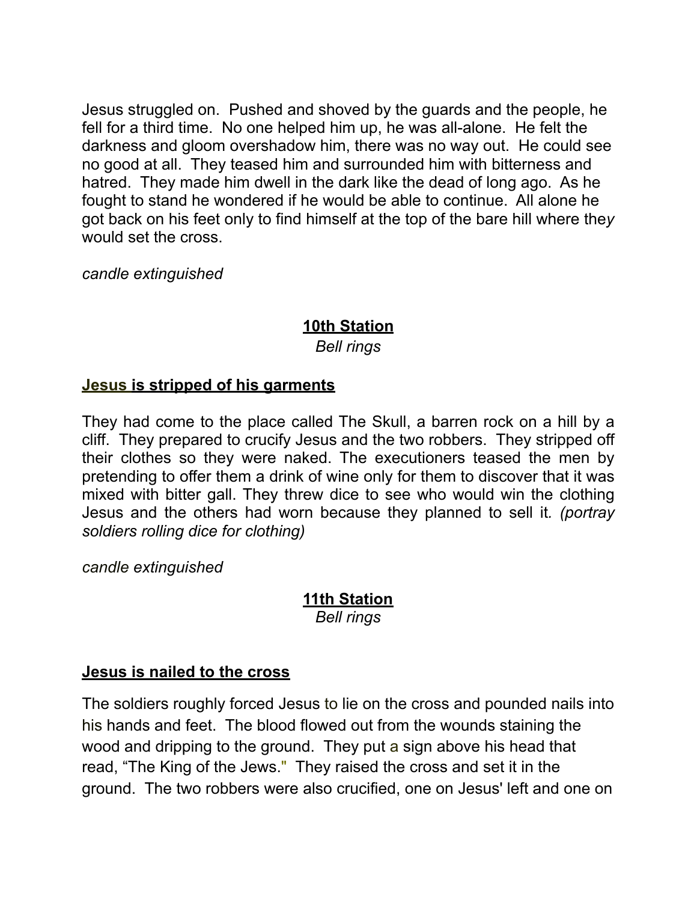Jesus struggled on. Pushed and shoved by the guards and the people, he fell for a third time. No one helped him up, he was all-alone. He felt the darkness and gloom overshadow him, there was no way out. He could see no good at all. They teased him and surrounded him with bitterness and hatred. They made him dwell in the dark like the dead of long ago. As he fought to stand he wondered if he would be able to continue. All alone he got back on his feet only to find himself at the top of the bare hill where they would set the cross.

*candle extinguished*

## 10th Station

*Bell rings*

### Jesus is stripped of his garments

They had come to the place called The Skull, a barren rock on a hill by a cliff. They prepared to crucify Jesus and the two robbers. They stripped off their clothes so they were naked. The executioners teased the men by pretending to offer them a drink of wine only for them to discover that it was mixed with bitter gall. They threw dice to see who would win the clothing Jesus and the others had worn because they planned to sell it. *(portray soldiers rolling dice for clothing)*

*candle extinguished*

## 11th Station

*Bell rings*

### Jesus is nailed to the cross

The soldiers roughly forced Jesus to lie on the cross and pounded nails into his hands and feet. The blood flowed out from the wounds staining the wood and dripping to the ground. They put a sign above his head that read, “The King of the Jews.” They raised the cross and set it in the ground. The two robbers were also crucified, one on Jesus' left and one on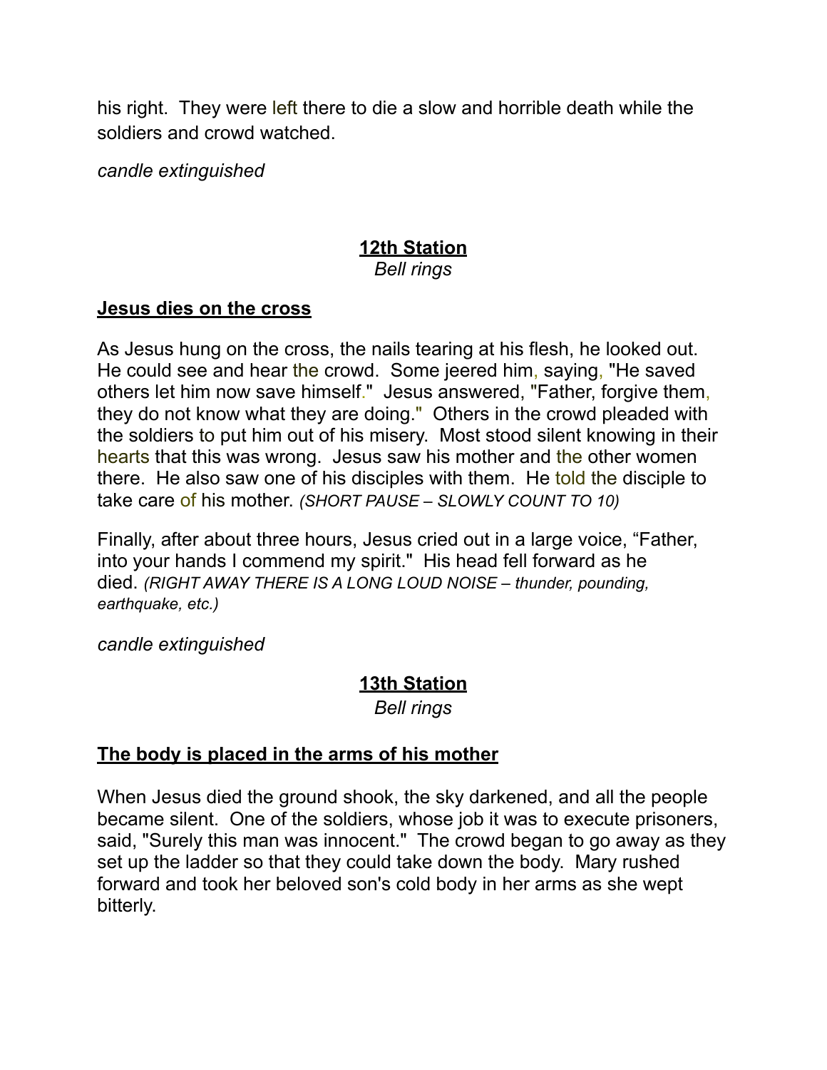his right. They were left there to die a slow and horrible death while the soldiers and crowd watched.

*candle extinguished*

## 12th Station

*Bell rings*

### Jesus dies on the cross

As Jesus hung on the cross, the nails tearing at his flesh, he looked out. He could see and hear the crowd. Some jeered him, saying, "He saved others let him now save himself." Jesus answered, "Father, forgive them, they do not know what they are doing." Others in the crowd pleaded with the soldiers to put him out of his misery. Most stood silent knowing in their hearts that this was wrong. Jesus saw his mother and the other women there. He also saw one of his disciples with them. He told the disciple to take care of his mother. *(SHORT PAUSE – SLOWLY COUNT TO 10)*

Finally, after about three hours, Jesus cried out in a large voice, "Father, into your hands I commend my spirit." His head fell forward as he died. *(RIGHT AWAY THERE IS A LONG LOUD NOISE – thunder, pounding, earthquake, etc.)*

*candle extinguished*

## 13th Station

*Bell rings*

### The body is placed in the arms of his mother

When Jesus died the ground shook, the sky darkened, and all the people became silent. One of the soldiers, whose job it was to execute prisoners, said, "Surely this man was innocent." The crowd began to go away as they set up the ladder so that they could take down the body. Mary rushed forward and took her beloved son's cold body in her arms as she wept bitterly.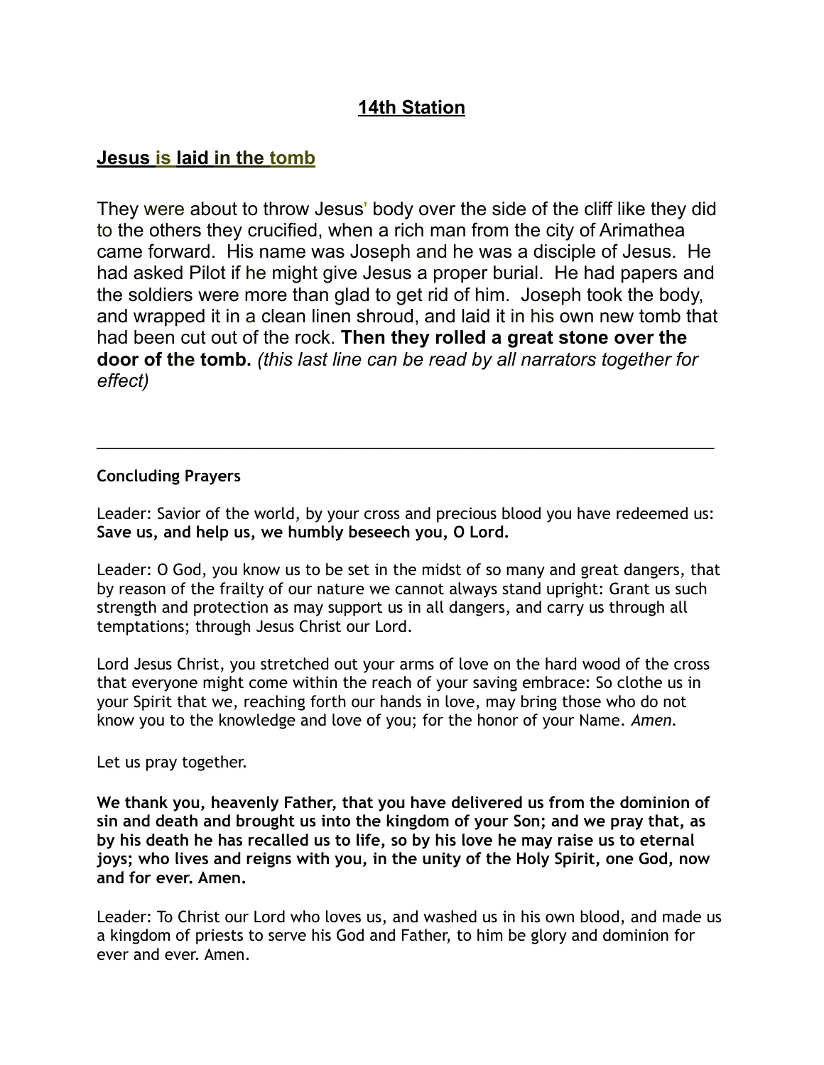# 14th Station

## Jesus is laid in the tomb

They were about to throw Jesus' body over the side of the cliff like they did to the others they crucified, when a rich man from the city of Arimathea came forward. His name was Joseph and he was a disciple of Jesus. He had asked Pilot if he might give Jesus a proper burial. He had papers and the soldiers were more than glad to get rid of him. Joseph took the body, and wrapped it in a clean linen shroud, and laid it in his own new tomb that had been cut out of the rock. **Then they rolled a great stone over the door of the tomb.** *(this last line can be read by all narrators together for effect)*

---

**Concluding Prayers**

Leader: Savior of the world, by your cross and precious blood you have redeemed us: **Save us, and help us, we humbly beseech you, O Lord.**

Leader: O God, you know us to be set in the midst of so many and great dangers, that by reason of the frailty of our nature we cannot always stand upright: Grant us such strength and protection as may support us in all dangers, and carry us through all temptations; through Jesus Christ our Lord.

Lord Jesus Christ, you stretched out your arms of love on the hard wood of the cross that everyone might come within the reach of your saving embrace: So clothe us in your Spirit that we, reaching forth our hands in love, may bring those who do not know you to the knowledge and love of you; for the honor of your Name. *Amen.*

Let us pray together.

**We thank you, heavenly Father, that you have delivered us from the dominion of sin and death and brought us into the kingdom of your Son; and we pray that, as by his death he has recalled us to life, so by his love he may raise us to eternal joys; who lives and reigns with you, in the unity of the Holy Spirit, one God, now and for ever. Amen.**

Leader: To Christ our Lord who loves us, and washed us in his own blood, and made us a kingdom of priests to serve his God and Father, to him be glory and dominion for ever and ever. Amen.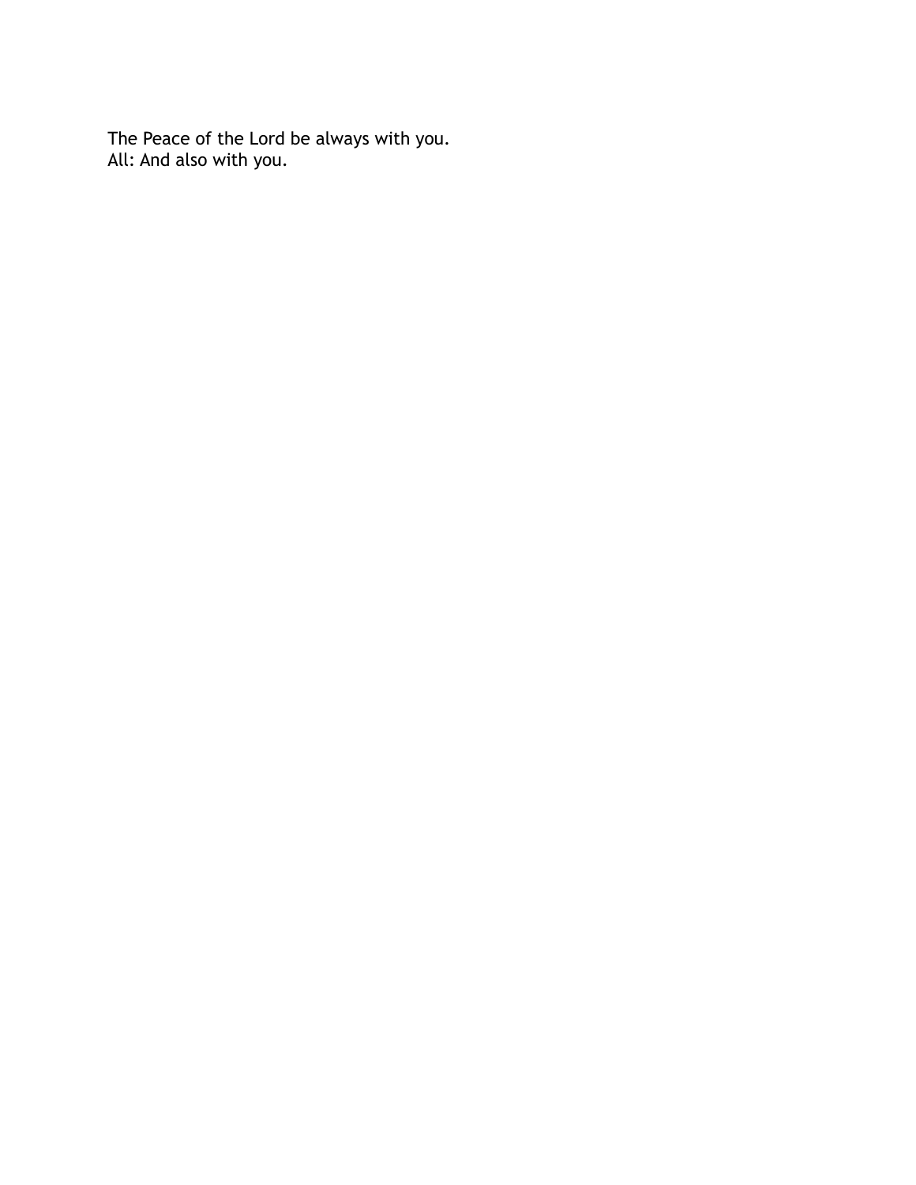The Peace of the Lord be always with you.
All: And also with you.